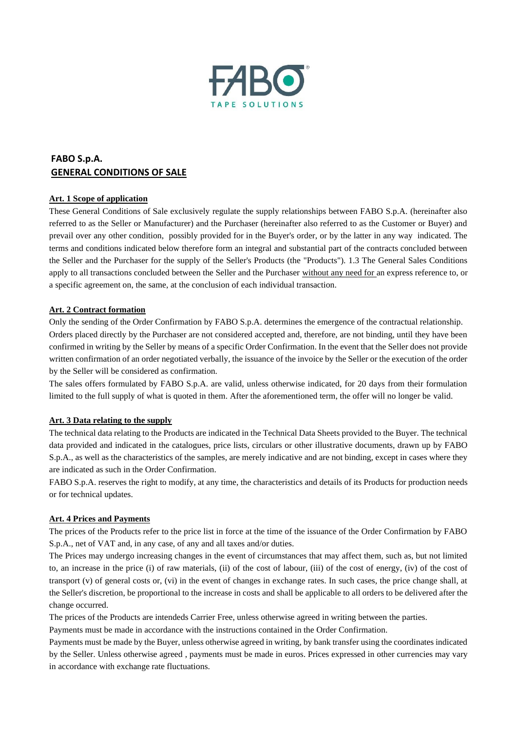FABO TAPE SOLUTIONS

## FABO S.p.A.
## GENERAL CONDITIONS OF SALE

### Art. 1 Scope of application

These General Conditions of Sale exclusively regulate the supply relationships between FABO S.p.A. (hereinafter also referred to as the Seller or Manufacturer) and the Purchaser (hereinafter also referred to as the Customer or Buyer) and prevail over any other condition, possibly provided for in the Buyer's order, or by the latter in any way indicated. The terms and conditions indicated below therefore form an integral and substantial part of the contracts concluded between the Seller and the Purchaser for the supply of the Seller's Products (the "Products"). 1.3 The General Sales Conditions apply to all transactions concluded between the Seller and the Purchaser without any need for an express reference to, or a specific agreement on, the same, at the conclusion of each individual transaction.

### Art. 2 Contract formation

Only the sending of the Order Confirmation by FABO S.p.A. determines the emergence of the contractual relationship. Orders placed directly by the Purchaser are not considered accepted and, therefore, are not binding, until they have been confirmed in writing by the Seller by means of a specific Order Confirmation. In the event that the Seller does not provide written confirmation of an order negotiated verbally, the issuance of the invoice by the Seller or the execution of the order by the Seller will be considered as confirmation.

The sales offers formulated by FABO S.p.A. are valid, unless otherwise indicated, for 20 days from their formulation limited to the full supply of what is quoted in them. After the aforementioned term, the offer will no longer be valid.

### Art. 3 Data relating to the supply

The technical data relating to the Products are indicated in the Technical Data Sheets provided to the Buyer. The technical data provided and indicated in the catalogues, price lists, circulars or other illustrative documents, drawn up by FABO S.p.A., as well as the characteristics of the samples, are merely indicative and are not binding, except in cases where they are indicated as such in the Order Confirmation.

FABO S.p.A. reserves the right to modify, at any time, the characteristics and details of its Products for production needs or for technical updates.

### Art. 4 Prices and Payments

The prices of the Products refer to the price list in force at the time of the issuance of the Order Confirmation by FABO S.p.A., net of VAT and, in any case, of any and all taxes and/or duties.

The Prices may undergo increasing changes in the event of circumstances that may affect them, such as, but not limited to, an increase in the price (i) of raw materials, (ii) of the cost of labour, (iii) of the cost of energy, (iv) of the cost of transport (v) of general costs or, (vi) in the event of changes in exchange rates. In such cases, the price change shall, at the Seller's discretion, be proportional to the increase in costs and shall be applicable to all orders to be delivered after the change occurred.

The prices of the Products are intendeds Carrier Free, unless otherwise agreed in writing between the parties.

Payments must be made in accordance with the instructions contained in the Order Confirmation.

Payments must be made by the Buyer, unless otherwise agreed in writing, by bank transfer using the coordinates indicated by the Seller. Unless otherwise agreed , payments must be made in euros. Prices expressed in other currencies may vary in accordance with exchange rate fluctuations.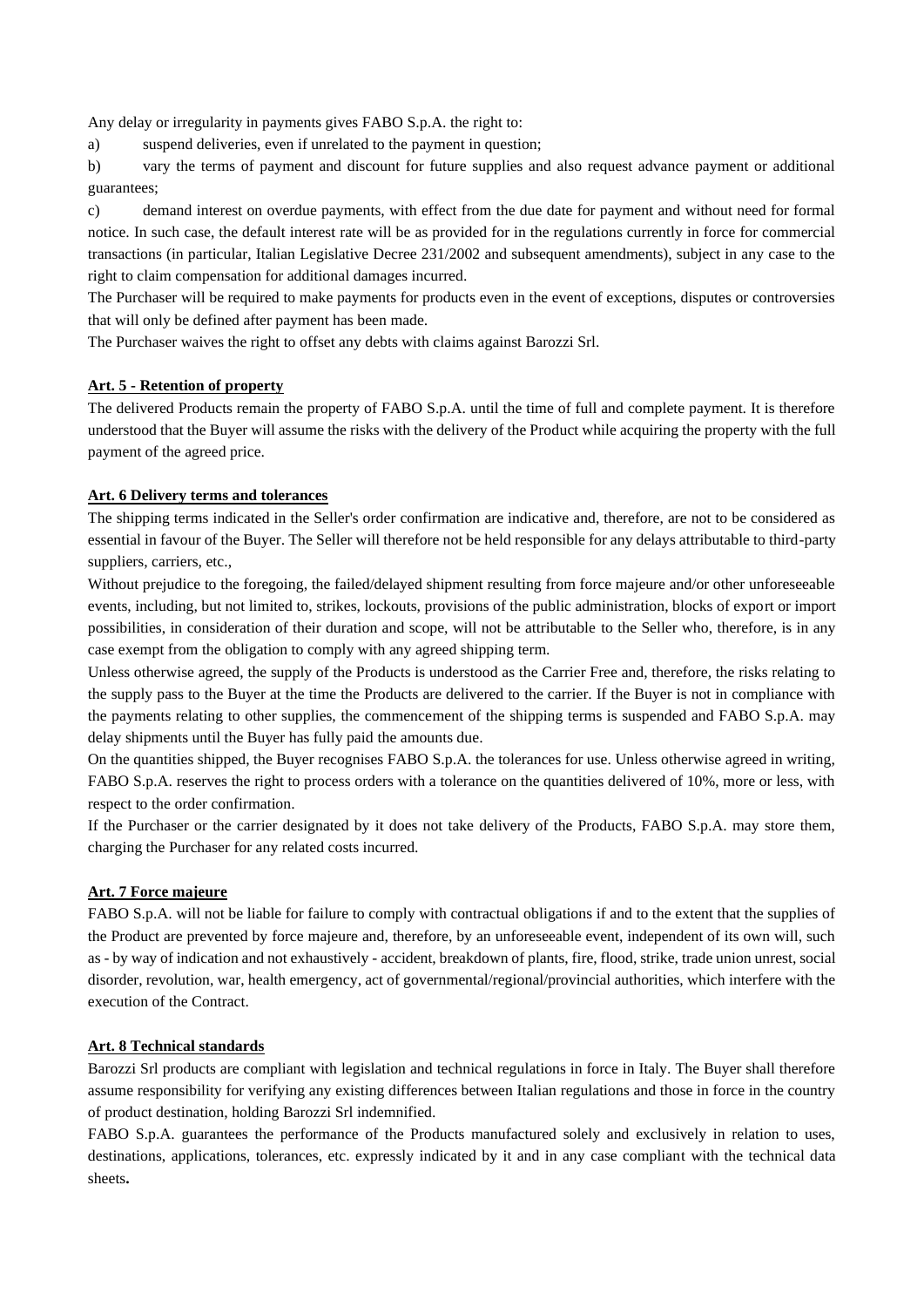Any delay or irregularity in payments gives FABO S.p.A. the right to:

a) suspend deliveries, even if unrelated to the payment in question;

b) vary the terms of payment and discount for future supplies and also request advance payment or additional guarantees;

c) demand interest on overdue payments, with effect from the due date for payment and without need for formal notice. In such case, the default interest rate will be as provided for in the regulations currently in force for commercial transactions (in particular, Italian Legislative Decree 231/2002 and subsequent amendments), subject in any case to the right to claim compensation for additional damages incurred.

The Purchaser will be required to make payments for products even in the event of exceptions, disputes or controversies that will only be defined after payment has been made.

The Purchaser waives the right to offset any debts with claims against Barozzi Srl.

**Art. 5 - Retention of property**

The delivered Products remain the property of FABO S.p.A. until the time of full and complete payment. It is therefore understood that the Buyer will assume the risks with the delivery of the Product while acquiring the property with the full payment of the agreed price.

**Art. 6 Delivery terms and tolerances**

The shipping terms indicated in the Seller's order confirmation are indicative and, therefore, are not to be considered as essential in favour of the Buyer. The Seller will therefore not be held responsible for any delays attributable to third-party suppliers, carriers, etc.,

Without prejudice to the foregoing, the failed/delayed shipment resulting from force majeure and/or other unforeseeable events, including, but not limited to, strikes, lockouts, provisions of the public administration, blocks of export or import possibilities, in consideration of their duration and scope, will not be attributable to the Seller who, therefore, is in any case exempt from the obligation to comply with any agreed shipping term.

Unless otherwise agreed, the supply of the Products is understood as the Carrier Free and, therefore, the risks relating to the supply pass to the Buyer at the time the Products are delivered to the carrier. If the Buyer is not in compliance with the payments relating to other supplies, the commencement of the shipping terms is suspended and FABO S.p.A. may delay shipments until the Buyer has fully paid the amounts due.

On the quantities shipped, the Buyer recognises FABO S.p.A. the tolerances for use. Unless otherwise agreed in writing, FABO S.p.A. reserves the right to process orders with a tolerance on the quantities delivered of 10%, more or less, with respect to the order confirmation.

If the Purchaser or the carrier designated by it does not take delivery of the Products, FABO S.p.A. may store them, charging the Purchaser for any related costs incurred.

**Art. 7 Force majeure**

FABO S.p.A. will not be liable for failure to comply with contractual obligations if and to the extent that the supplies of the Product are prevented by force majeure and, therefore, by an unforeseeable event, independent of its own will, such as - by way of indication and not exhaustively - accident, breakdown of plants, fire, flood, strike, trade union unrest, social disorder, revolution, war, health emergency, act of governmental/regional/provincial authorities, which interfere with the execution of the Contract.

**Art. 8 Technical standards**

Barozzi Srl products are compliant with legislation and technical regulations in force in Italy. The Buyer shall therefore assume responsibility for verifying any existing differences between Italian regulations and those in force in the country of product destination, holding Barozzi Srl indemnified.

FABO S.p.A. guarantees the performance of the Products manufactured solely and exclusively in relation to uses, destinations, applications, tolerances, etc. expressly indicated by it and in any case compliant with the technical data sheets.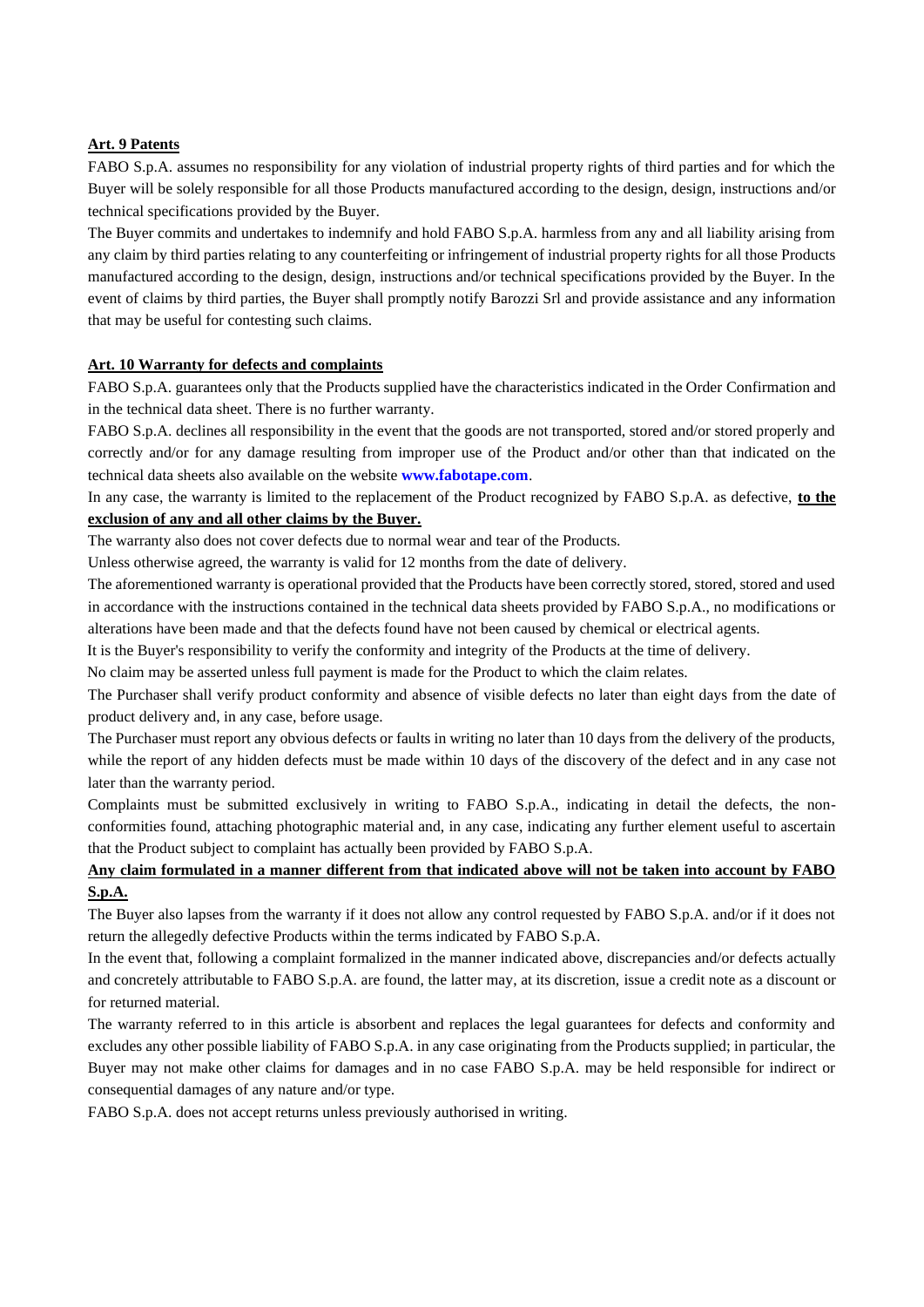**Art. 9 Patents**

FABO S.p.A. assumes no responsibility for any violation of industrial property rights of third parties and for which the Buyer will be solely responsible for all those Products manufactured according to the design, design, instructions and/or technical specifications provided by the Buyer.

The Buyer commits and undertakes to indemnify and hold FABO S.p.A. harmless from any and all liability arising from any claim by third parties relating to any counterfeiting or infringement of industrial property rights for all those Products manufactured according to the design, design, instructions and/or technical specifications provided by the Buyer. In the event of claims by third parties, the Buyer shall promptly notify Barozzi Srl and provide assistance and any information that may be useful for contesting such claims.

**Art. 10 Warranty for defects and complaints**

FABO S.p.A. guarantees only that the Products supplied have the characteristics indicated in the Order Confirmation and in the technical data sheet. There is no further warranty.

FABO S.p.A. declines all responsibility in the event that the goods are not transported, stored and/or stored properly and correctly and/or for any damage resulting from improper use of the Product and/or other than that indicated on the technical data sheets also available on the website **www.fabotape.com**.

In any case, the warranty is limited to the replacement of the Product recognized by FABO S.p.A. as defective, **to the exclusion of any and all other claims by the Buyer.**

The warranty also does not cover defects due to normal wear and tear of the Products.

Unless otherwise agreed, the warranty is valid for 12 months from the date of delivery.

The aforementioned warranty is operational provided that the Products have been correctly stored, stored, stored and used in accordance with the instructions contained in the technical data sheets provided by FABO S.p.A., no modifications or alterations have been made and that the defects found have not been caused by chemical or electrical agents.

It is the Buyer's responsibility to verify the conformity and integrity of the Products at the time of delivery.

No claim may be asserted unless full payment is made for the Product to which the claim relates.

The Purchaser shall verify product conformity and absence of visible defects no later than eight days from the date of product delivery and, in any case, before usage.

The Purchaser must report any obvious defects or faults in writing no later than 10 days from the delivery of the products, while the report of any hidden defects must be made within 10 days of the discovery of the defect and in any case not later than the warranty period.

Complaints must be submitted exclusively in writing to FABO S.p.A., indicating in detail the defects, the non-conformities found, attaching photographic material and, in any case, indicating any further element useful to ascertain that the Product subject to complaint has actually been provided by FABO S.p.A.

**Any claim formulated in a manner different from that indicated above will not be taken into account by FABO S.p.A.**

The Buyer also lapses from the warranty if it does not allow any control requested by FABO S.p.A. and/or if it does not return the allegedly defective Products within the terms indicated by FABO S.p.A.

In the event that, following a complaint formalized in the manner indicated above, discrepancies and/or defects actually and concretely attributable to FABO S.p.A. are found, the latter may, at its discretion, issue a credit note as a discount or for returned material.

The warranty referred to in this article is absorbent and replaces the legal guarantees for defects and conformity and excludes any other possible liability of FABO S.p.A. in any case originating from the Products supplied; in particular, the Buyer may not make other claims for damages and in no case FABO S.p.A. may be held responsible for indirect or consequential damages of any nature and/or type.

FABO S.p.A. does not accept returns unless previously authorised in writing.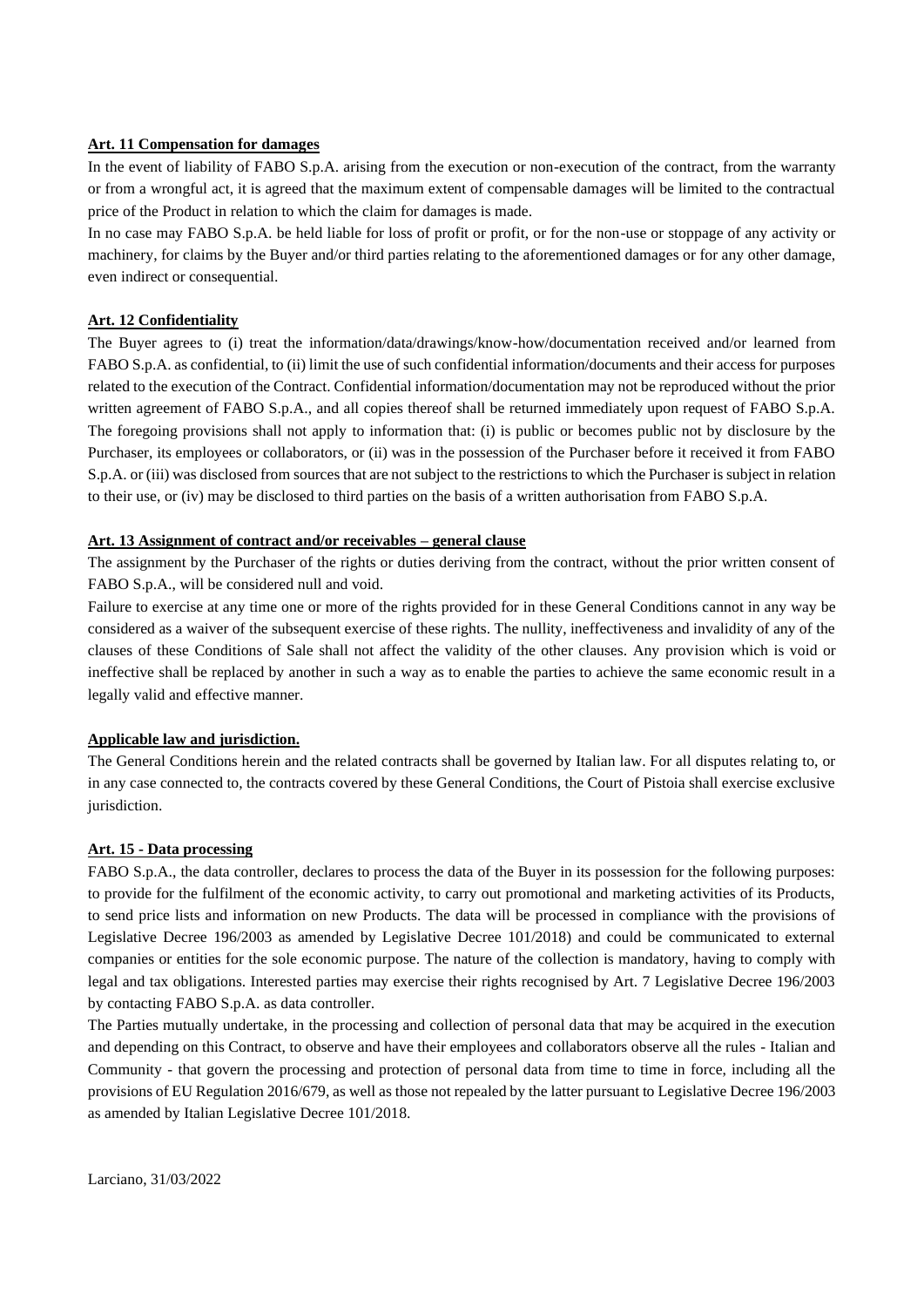**Art. 11 Compensation for damages**

In the event of liability of FABO S.p.A. arising from the execution or non-execution of the contract, from the warranty or from a wrongful act, it is agreed that the maximum extent of compensable damages will be limited to the contractual price of the Product in relation to which the claim for damages is made.

In no case may FABO S.p.A. be held liable for loss of profit or profit, or for the non-use or stoppage of any activity or machinery, for claims by the Buyer and/or third parties relating to the aforementioned damages or for any other damage, even indirect or consequential.

**Art. 12 Confidentiality**

The Buyer agrees to (i) treat the information/data/drawings/know-how/documentation received and/or learned from FABO S.p.A. as confidential, to (ii) limit the use of such confidential information/documents and their access for purposes related to the execution of the Contract. Confidential information/documentation may not be reproduced without the prior written agreement of FABO S.p.A., and all copies thereof shall be returned immediately upon request of FABO S.p.A.

The foregoing provisions shall not apply to information that: (i) is public or becomes public not by disclosure by the Purchaser, its employees or collaborators, or (ii) was in the possession of the Purchaser before it received it from FABO S.p.A. or (iii) was disclosed from sources that are not subject to the restrictions to which the Purchaser is subject in relation to their use, or (iv) may be disclosed to third parties on the basis of a written authorisation from FABO S.p.A.

**Art. 13 Assignment of contract and/or receivables – general clause**

The assignment by the Purchaser of the rights or duties deriving from the contract, without the prior written consent of FABO S.p.A., will be considered null and void.

Failure to exercise at any time one or more of the rights provided for in these General Conditions cannot in any way be considered as a waiver of the subsequent exercise of these rights. The nullity, ineffectiveness and invalidity of any of the clauses of these Conditions of Sale shall not affect the validity of the other clauses. Any provision which is void or ineffective shall be replaced by another in such a way as to enable the parties to achieve the same economic result in a legally valid and effective manner.

**Applicable law and jurisdiction.**

The General Conditions herein and the related contracts shall be governed by Italian law. For all disputes relating to, or in any case connected to, the contracts covered by these General Conditions, the Court of Pistoia shall exercise exclusive jurisdiction.

**Art. 15 - Data processing**

FABO S.p.A., the data controller, declares to process the data of the Buyer in its possession for the following purposes: to provide for the fulfilment of the economic activity, to carry out promotional and marketing activities of its Products, to send price lists and information on new Products. The data will be processed in compliance with the provisions of Legislative Decree 196/2003 as amended by Legislative Decree 101/2018) and could be communicated to external companies or entities for the sole economic purpose. The nature of the collection is mandatory, having to comply with legal and tax obligations. Interested parties may exercise their rights recognised by Art. 7 Legislative Decree 196/2003 by contacting FABO S.p.A. as data controller.

The Parties mutually undertake, in the processing and collection of personal data that may be acquired in the execution and depending on this Contract, to observe and have their employees and collaborators observe all the rules - Italian and Community - that govern the processing and protection of personal data from time to time in force, including all the provisions of EU Regulation 2016/679, as well as those not repealed by the latter pursuant to Legislative Decree 196/2003 as amended by Italian Legislative Decree 101/2018.

Larciano, 31/03/2022